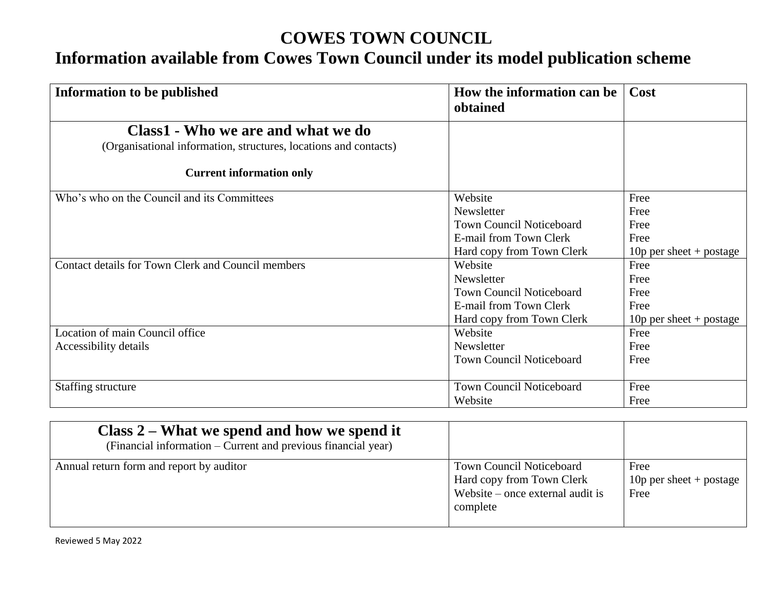# COWES TOWN COUNCIL

## Information available from Cowes Town Council under its model publication scheme

| Information to be published | How the information can be obtained | Cost |
|---|---|---|
| **Class1 - Who we are and what we do**<br>(Organisational information, structures, locations and contacts)<br>**Current information only** | | |
| Who's who on the Council and its Committees | Website<br>Newsletter<br>Town Council Noticeboard<br>E-mail from Town Clerk<br>Hard copy from Town Clerk | Free<br>Free<br>Free<br>Free<br>10p per sheet + postage |
| Contact details for Town Clerk and Council members | Website<br>Newsletter<br>Town Council Noticeboard<br>E-mail from Town Clerk<br>Hard copy from Town Clerk | Free<br>Free<br>Free<br>Free<br>10p per sheet + postage |
| Location of main Council office<br>Accessibility details | Website<br>Newsletter<br>Town Council Noticeboard | Free<br>Free<br>Free |
| Staffing structure | Town Council Noticeboard<br>Website | Free<br>Free |

| | | |
|---|---|---|
| **Class 2 – What we spend and how we spend it**<br>(Financial information – Current and previous financial year) | | |
| Annual return form and report by auditor | Town Council Noticeboard<br>Hard copy from Town Clerk<br>Website – once external audit is complete | Free<br>10p per sheet + postage<br>Free |

Reviewed 5 May 2022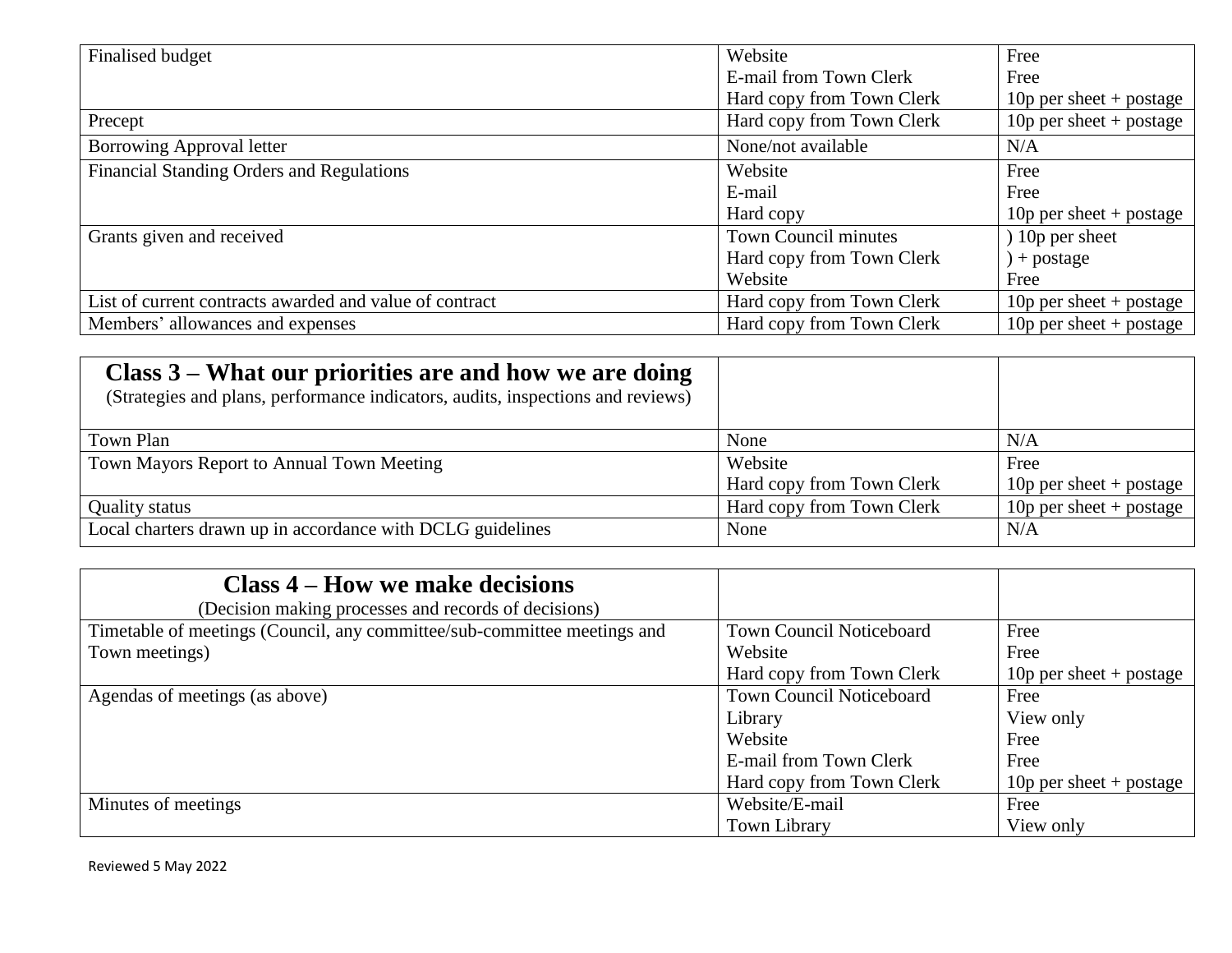| | | |
|---|---|---|
| Finalised budget | Website<br>E-mail from Town Clerk<br>Hard copy from Town Clerk | Free<br>Free<br>10p per sheet + postage |
| Precept | Hard copy from Town Clerk | 10p per sheet + postage |
| Borrowing Approval letter | None/not available | N/A |
| Financial Standing Orders and Regulations | Website<br>E-mail<br>Hard copy | Free<br>Free<br>10p per sheet + postage |
| Grants given and received | Town Council minutes<br>Hard copy from Town Clerk<br>Website | ) 10p per sheet<br>) + postage<br>Free |
| List of current contracts awarded and value of contract | Hard copy from Town Clerk | 10p per sheet + postage |
| Members' allowances and expenses | Hard copy from Town Clerk | 10p per sheet + postage |

| **Class 3 – What our priorities are and how we are doing**<br>(Strategies and plans, performance indicators, audits, inspections and reviews) | | |
|---|---|---|
| Town Plan | None | N/A |
| Town Mayors Report to Annual Town Meeting | Website<br>Hard copy from Town Clerk | Free<br>10p per sheet + postage |
| Quality status | Hard copy from Town Clerk | 10p per sheet + postage |
| Local charters drawn up in accordance with DCLG guidelines | None | N/A |

| **Class 4 – How we make decisions**<br>(Decision making processes and records of decisions) | | |
|---|---|---|
| Timetable of meetings (Council, any committee/sub-committee meetings and Town meetings) | Town Council Noticeboard<br>Website<br>Hard copy from Town Clerk | Free<br>Free<br>10p per sheet + postage |
| Agendas of meetings (as above) | Town Council Noticeboard<br>Library<br>Website<br>E-mail from Town Clerk<br>Hard copy from Town Clerk | Free<br>View only<br>Free<br>Free<br>10p per sheet + postage |
| Minutes of meetings | Website/E-mail<br>Town Library | Free<br>View only |

Reviewed 5 May 2022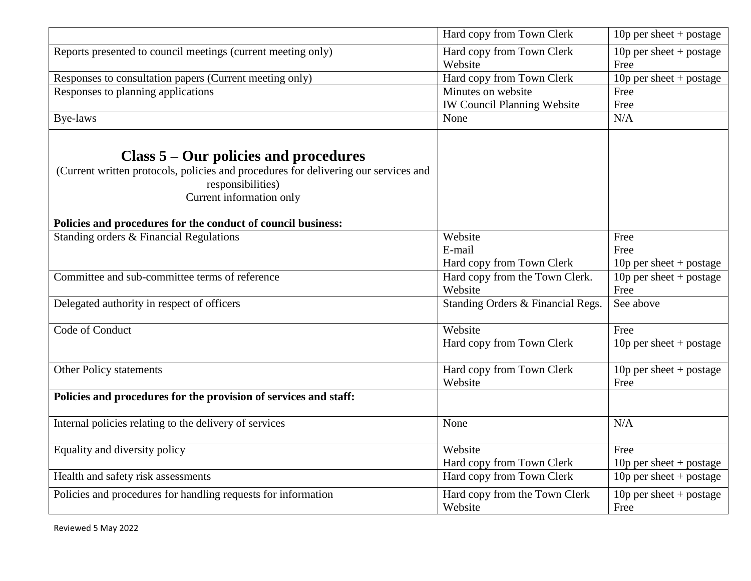| | | |
|---|---|---|
| | Hard copy from Town Clerk | 10p per sheet + postage |
| Reports presented to council meetings (current meeting only) | Hard copy from Town Clerk<br>Website | 10p per sheet + postage<br>Free |
| Responses to consultation papers (Current meeting only) | Hard copy from Town Clerk | 10p per sheet + postage |
| Responses to planning applications | Minutes on website<br>IW Council Planning Website | Free<br>Free |
| Bye-laws | None | N/A |
| **Class 5 – Our policies and procedures**<br>(Current written protocols, policies and procedures for delivering our services and responsibilities)<br>Current information only<br><br>**Policies and procedures for the conduct of council business:** | | |
| Standing orders & Financial Regulations | Website<br>E-mail<br>Hard copy from Town Clerk | Free<br>Free<br>10p per sheet + postage |
| Committee and sub-committee terms of reference | Hard copy from the Town Clerk.<br>Website | 10p per sheet + postage<br>Free |
| Delegated authority in respect of officers | Standing Orders & Financial Regs. | See above |
| Code of Conduct | Website<br>Hard copy from Town Clerk | Free<br>10p per sheet + postage |
| Other Policy statements | Hard copy from Town Clerk<br>Website | 10p per sheet + postage<br>Free |
| **Policies and procedures for the provision of services and staff:** | | |
| Internal policies relating to the delivery of services | None | N/A |
| Equality and diversity policy | Website<br>Hard copy from Town Clerk | Free<br>10p per sheet + postage |
| Health and safety risk assessments | Hard copy from Town Clerk | 10p per sheet + postage |
| Policies and procedures for handling requests for information | Hard copy from the Town Clerk<br>Website | 10p per sheet + postage<br>Free |

Reviewed 5 May 2022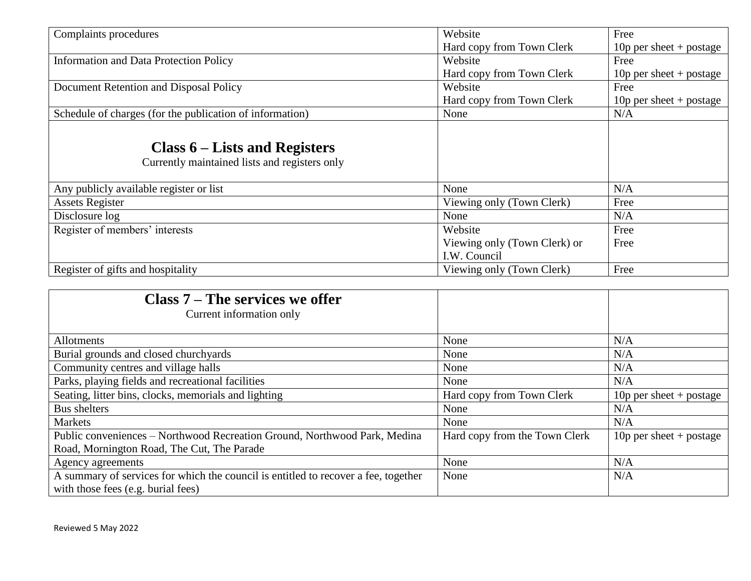| Complaints procedures | Website<br>Hard copy from Town Clerk | Free<br>10p per sheet + postage |
|---|---|---|
| Information and Data Protection Policy | Website<br>Hard copy from Town Clerk | Free<br>10p per sheet + postage |
| Document Retention and Disposal Policy | Website<br>Hard copy from Town Clerk | Free<br>10p per sheet + postage |
| Schedule of charges (for the publication of information) | None | N/A |
| **Class 6 – Lists and Registers**<br>Currently maintained lists and registers only | | |
| Any publicly available register or list | None | N/A |
| Assets Register | Viewing only (Town Clerk) | Free |
| Disclosure log | None | N/A |
| Register of members' interests | Website<br>Viewing only (Town Clerk) or I.W. Council | Free<br>Free |
| Register of gifts and hospitality | Viewing only (Town Clerk) | Free |

| **Class 7 – The services we offer**<br>Current information only | | |
|---|---|---|
| Allotments | None | N/A |
| Burial grounds and closed churchyards | None | N/A |
| Community centres and village halls | None | N/A |
| Parks, playing fields and recreational facilities | None | N/A |
| Seating, litter bins, clocks, memorials and lighting | Hard copy from Town Clerk | 10p per sheet + postage |
| Bus shelters | None | N/A |
| Markets | None | N/A |
| Public conveniences – Northwood Recreation Ground, Northwood Park, Medina Road, Mornington Road, The Cut, The Parade | Hard copy from the Town Clerk | 10p per sheet + postage |
| Agency agreements | None | N/A |
| A summary of services for which the council is entitled to recover a fee, together with those fees (e.g. burial fees) | None | N/A |

Reviewed 5 May 2022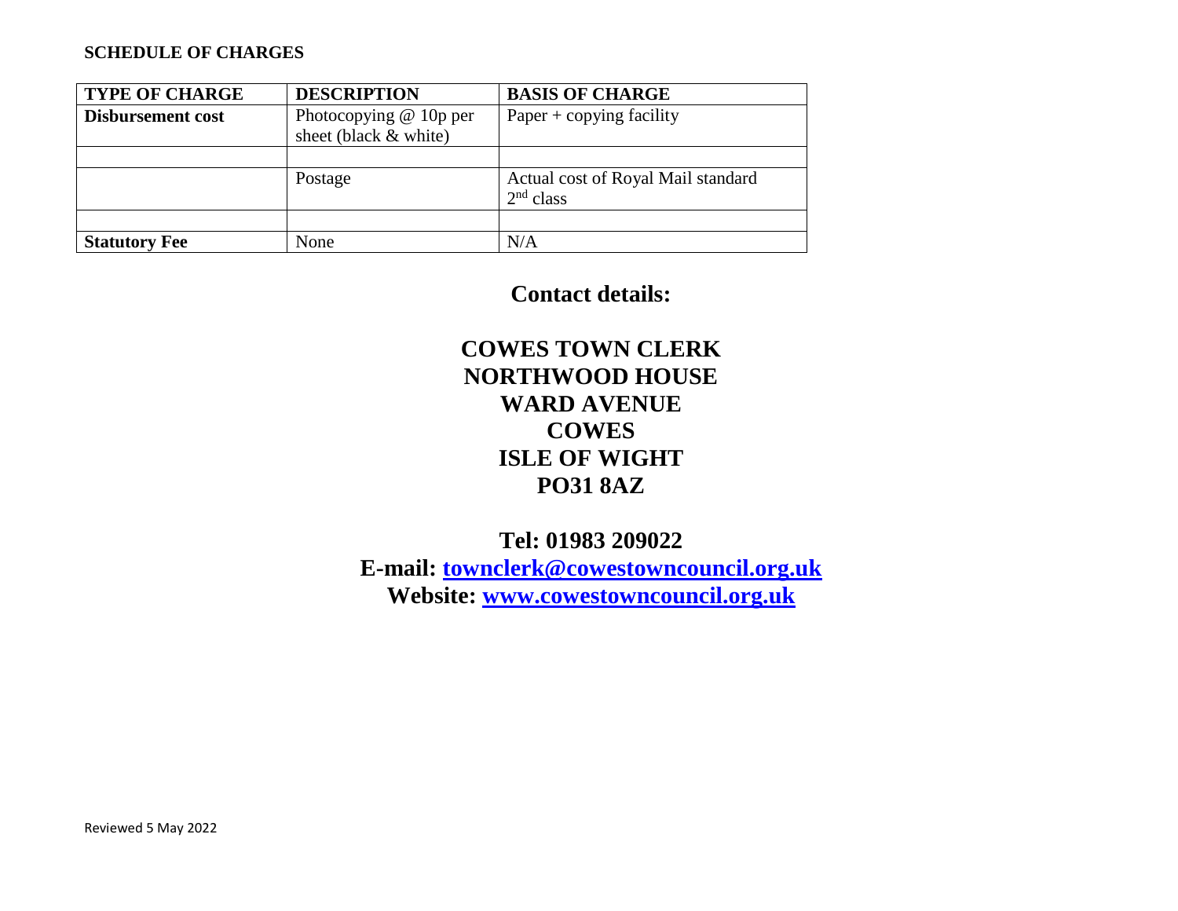**SCHEDULE OF CHARGES**

| TYPE OF CHARGE | DESCRIPTION | BASIS OF CHARGE |
|---|---|---|
| **Disbursement cost** | Photocopying @ 10p per sheet (black & white) | Paper + copying facility |
| | | |
| | Postage | Actual cost of Royal Mail standard 2nd class |
| | | |
| **Statutory Fee** | None | N/A |

## Contact details:

**COWES TOWN CLERK**
**NORTHWOOD HOUSE**
**WARD AVENUE**
**COWES**
**ISLE OF WIGHT**
**PO31 8AZ**

**Tel: 01983 209022**
**E-mail: townclerk@cowestowncouncil.org.uk**
**Website: www.cowestowncouncil.org.uk**

Reviewed 5 May 2022